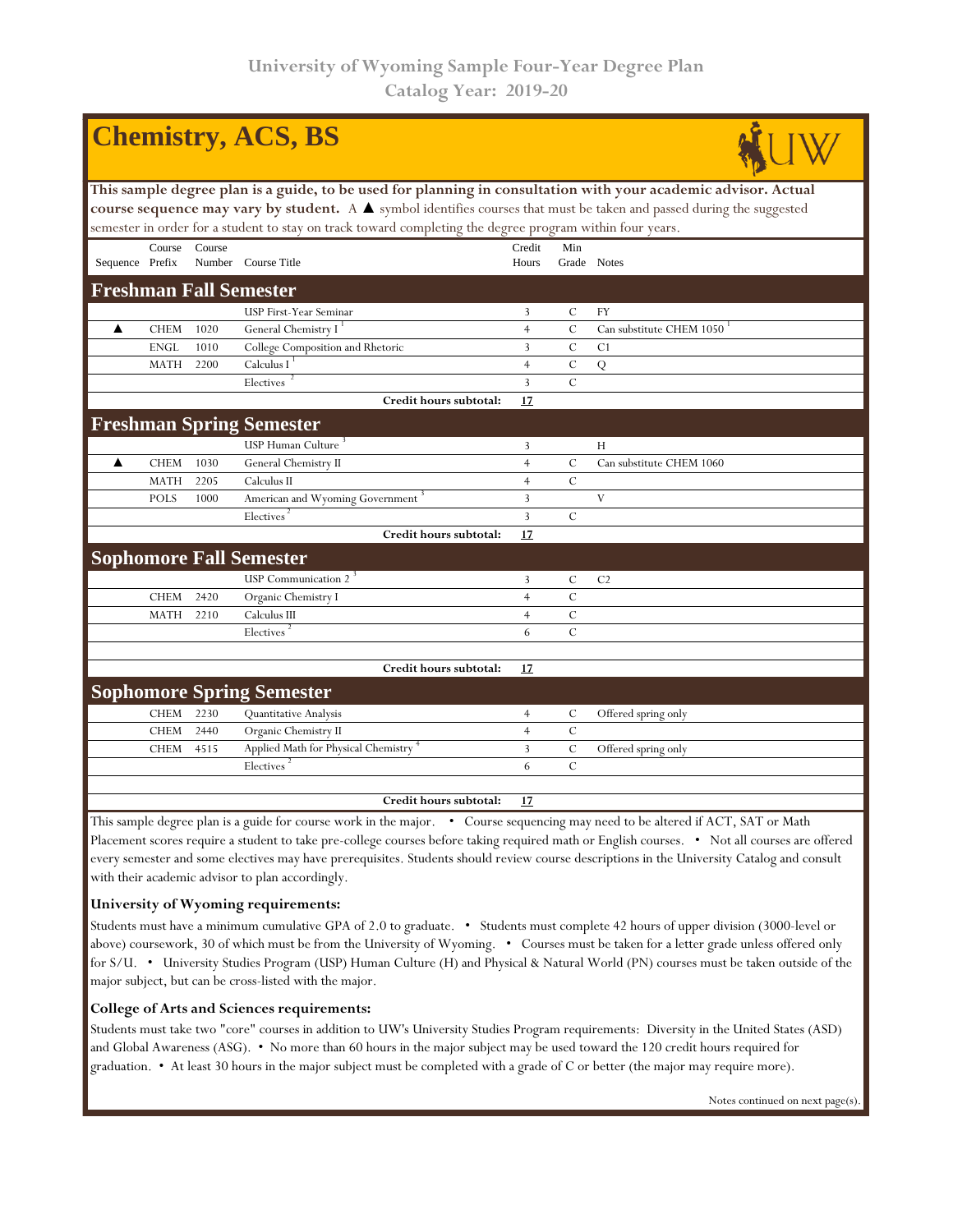# University of Wyoming Sample Four-Year Degree Plan
## Catalog Year: 2019-20

# Chemistry, ACS, BS

**This sample degree plan is a guide, to be used for planning in consultation with your academic advisor. Actual course sequence may vary by student.** A ▲ symbol identifies courses that must be taken and passed during the suggested semester in order for a student to stay on track toward completing the degree program within four years.

| Sequence | Course Prefix | Course Number | Course Title | Credit Hours | Min Grade | Notes |
|---|---|---|---|---|---|---|
| **Freshman Fall Semester** | | | | | | |
| | | | USP First-Year Seminar | 3 | C | FY |
| ▲ | CHEM | 1020 | General Chemistry I [1] | 4 | C | Can substitute CHEM 1050 [1] |
| | ENGL | 1010 | College Composition and Rhetoric | 3 | C | C1 |
| | MATH | 2200 | Calculus I [1] | 4 | C | Q |
| | | | Electives [2] | 3 | C | |
| | | | **Credit hours subtotal:** | **17** | | |
| **Freshman Spring Semester** | | | | | | |
| | | | USP Human Culture [3] | 3 | | H |
| ▲ | CHEM | 1030 | General Chemistry II | 4 | C | Can substitute CHEM 1060 |
| | MATH | 2205 | Calculus II | 4 | C | |
| | POLS | 1000 | American and Wyoming Government [3] | 3 | | V |
| | | | Electives [2] | 3 | C | |
| | | | **Credit hours subtotal:** | **17** | | |
| **Sophomore Fall Semester** | | | | | | |
| | | | USP Communication 2 [3] | 3 | C | C2 |
| | CHEM | 2420 | Organic Chemistry I | 4 | C | |
| | MATH | 2210 | Calculus III | 4 | C | |
| | | | Electives [2] | 6 | C | |
| | | | **Credit hours subtotal:** | **17** | | |
| **Sophomore Spring Semester** | | | | | | |
| | CHEM | 2230 | Quantitative Analysis | 4 | C | Offered spring only |
| | CHEM | 2440 | Organic Chemistry II | 4 | C | |
| | CHEM | 4515 | Applied Math for Physical Chemistry [4] | 3 | C | Offered spring only |
| | | | Electives [2] | 6 | C | |
| | | | **Credit hours subtotal:** | **17** | | |

This sample degree plan is a guide for course work in the major. • Course sequencing may need to be altered if ACT, SAT or Math Placement scores require a student to take pre-college courses before taking required math or English courses. • Not all courses are offered every semester and some electives may have prerequisites. Students should review course descriptions in the University Catalog and consult with their academic advisor to plan accordingly.

**University of Wyoming requirements:**

Students must have a minimum cumulative GPA of 2.0 to graduate. • Students must complete 42 hours of upper division (3000-level or above) coursework, 30 of which must be from the University of Wyoming. • Courses must be taken for a letter grade unless offered only for S/U. • University Studies Program (USP) Human Culture (H) and Physical & Natural World (PN) courses must be taken outside of the major subject, but can be cross-listed with the major.

**College of Arts and Sciences requirements:**

Students must take two "core" courses in addition to UW's University Studies Program requirements: Diversity in the United States (ASD) and Global Awareness (ASG). • No more than 60 hours in the major subject may be used toward the 120 credit hours required for graduation. • At least 30 hours in the major subject must be completed with a grade of C or better (the major may require more).

Notes continued on next page(s).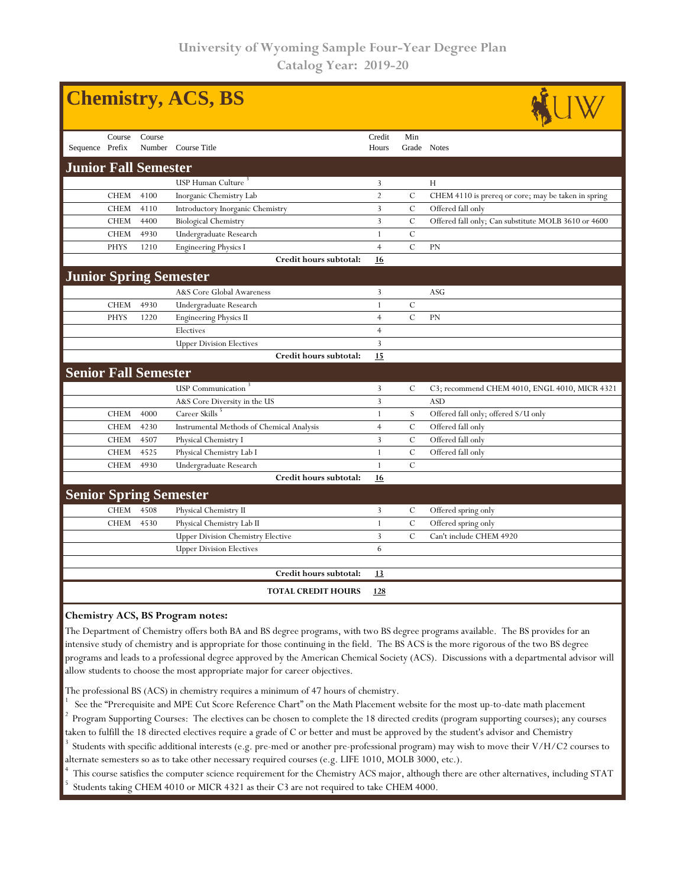University of Wyoming Sample Four-Year Degree Plan
Catalog Year: 2019-20

# Chemistry, ACS, BS

| Sequence | Course Prefix | Course Number | Course Title | Credit Hours | Min Grade | Notes |
|---|---|---|---|---|---|---|
| **Junior Fall Semester** | | | | | | |
| | | | USP Human Culture [3] | 3 | | H |
| | CHEM | 4100 | Inorganic Chemistry Lab | 2 | C | CHEM 4110 is prereq or core; may be taken in spring |
| | CHEM | 4110 | Introductory Inorganic Chemistry | 3 | C | Offered fall only |
| | CHEM | 4400 | Biological Chemistry | 3 | C | Offered fall only; Can substitute MOLB 3610 or 4600 |
| | CHEM | 4930 | Undergraduate Research | 1 | C | |
| | PHYS | 1210 | Engineering Physics I | 4 | C | PN |
| | | | **Credit hours subtotal:** | **16** | | |
| **Junior Spring Semester** | | | | | | |
| | | | A&S Core Global Awareness | 3 | | ASG |
| | CHEM | 4930 | Undergraduate Research | 1 | C | |
| | PHYS | 1220 | Engineering Physics II | 4 | C | PN |
| | | | Electives | 4 | | |
| | | | Upper Division Electives | 3 | | |
| | | | **Credit hours subtotal:** | **15** | | |
| **Senior Fall Semester** | | | | | | |
| | | | USP Communication [3] | 3 | C | C3; recommend CHEM 4010, ENGL 4010, MICR 4321 |
| | | | A&S Core Diversity in the US | 3 | | ASD |
| | CHEM | 4000 | Career Skills [5] | 1 | S | Offered fall only; offered S/U only |
| | CHEM | 4230 | Instrumental Methods of Chemical Analysis | 4 | C | Offered fall only |
| | CHEM | 4507 | Physical Chemistry I | 3 | C | Offered fall only |
| | CHEM | 4525 | Physical Chemistry Lab I | 1 | C | Offered fall only |
| | CHEM | 4930 | Undergraduate Research | 1 | C | |
| | | | **Credit hours subtotal:** | **16** | | |
| **Senior Spring Semester** | | | | | | |
| | CHEM | 4508 | Physical Chemistry II | 3 | C | Offered spring only |
| | CHEM | 4530 | Physical Chemistry Lab II | 1 | C | Offered spring only |
| | | | Upper Division Chemistry Elective | 3 | C | Can't include CHEM 4920 |
| | | | Upper Division Electives | 6 | | |
| | | | | | | |
| | | | **Credit hours subtotal:** | **13** | | |
| | | | **TOTAL CREDIT HOURS** | **128** | | |

**Chemistry ACS, BS Program notes:**

The Department of Chemistry offers both BA and BS degree programs, with two BS degree programs available. The BS provides for an intensive study of chemistry and is appropriate for those continuing in the field. The BS ACS is the more rigorous of the two BS degree programs and leads to a professional degree approved by the American Chemical Society (ACS). Discussions with a departmental advisor will allow students to choose the most appropriate major for career objectives.

The professional BS (ACS) in chemistry requires a minimum of 47 hours of chemistry.

[1] See the "Prerequisite and MPE Cut Score Reference Chart" on the Math Placement website for the most up-to-date math placement

[2] Program Supporting Courses: The electives can be chosen to complete the 18 directed credits (program supporting courses); any courses taken to fulfill the 18 directed electives require a grade of C or better and must be approved by the student's advisor and Chemistry

[3] Students with specific additional interests (e.g. pre-med or another pre-professional program) may wish to move their V/H/C2 courses to alternate semesters so as to take other necessary required courses (e.g. LIFE 1010, MOLB 3000, etc.).

[4] This course satisfies the computer science requirement for the Chemistry ACS major, although there are other alternatives, including STAT

[5] Students taking CHEM 4010 or MICR 4321 as their C3 are not required to take CHEM 4000.